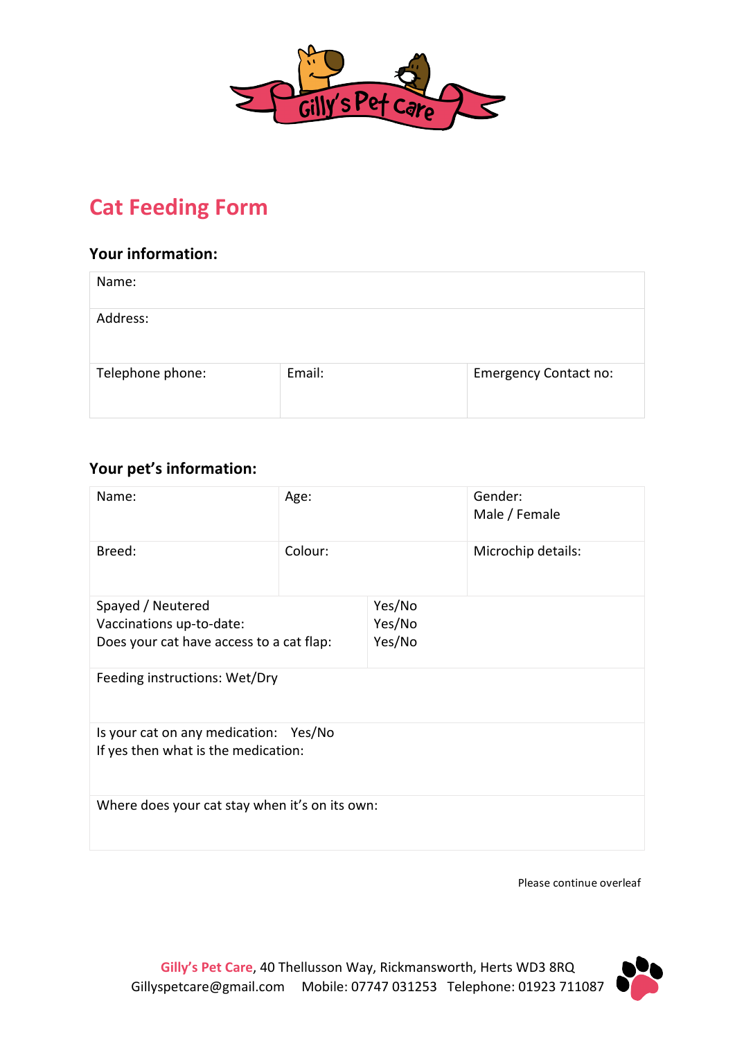Gilly's Pet Care

# Cat Feeding Form

### Your information:

| Name: | | |
|---|---|---|
| Address: | | |
| Telephone phone: | Email: | Emergency Contact no: |

### Your pet's information:

| Name: | Age: | Gender: Male / Female |
|---|---|---|
| Breed: | Colour: | Microchip details: |

| | |
|---|---|
| Spayed / Neutered | Yes/No |
| Vaccinations up-to-date: | Yes/No |
| Does your cat have access to a cat flap: | Yes/No |
| Feeding instructions: Wet/Dry | |
| Is your cat on any medication: Yes/No<br>If yes then what is the medication: | |
| Where does your cat stay when it's on its own: | |

Please continue overleaf

**Gilly's Pet Care**, 40 Thellusson Way, Rickmansworth, Herts WD3 8RQ
Gillyspetcare@gmail.com Mobile: 07747 031253 Telephone: 01923 711087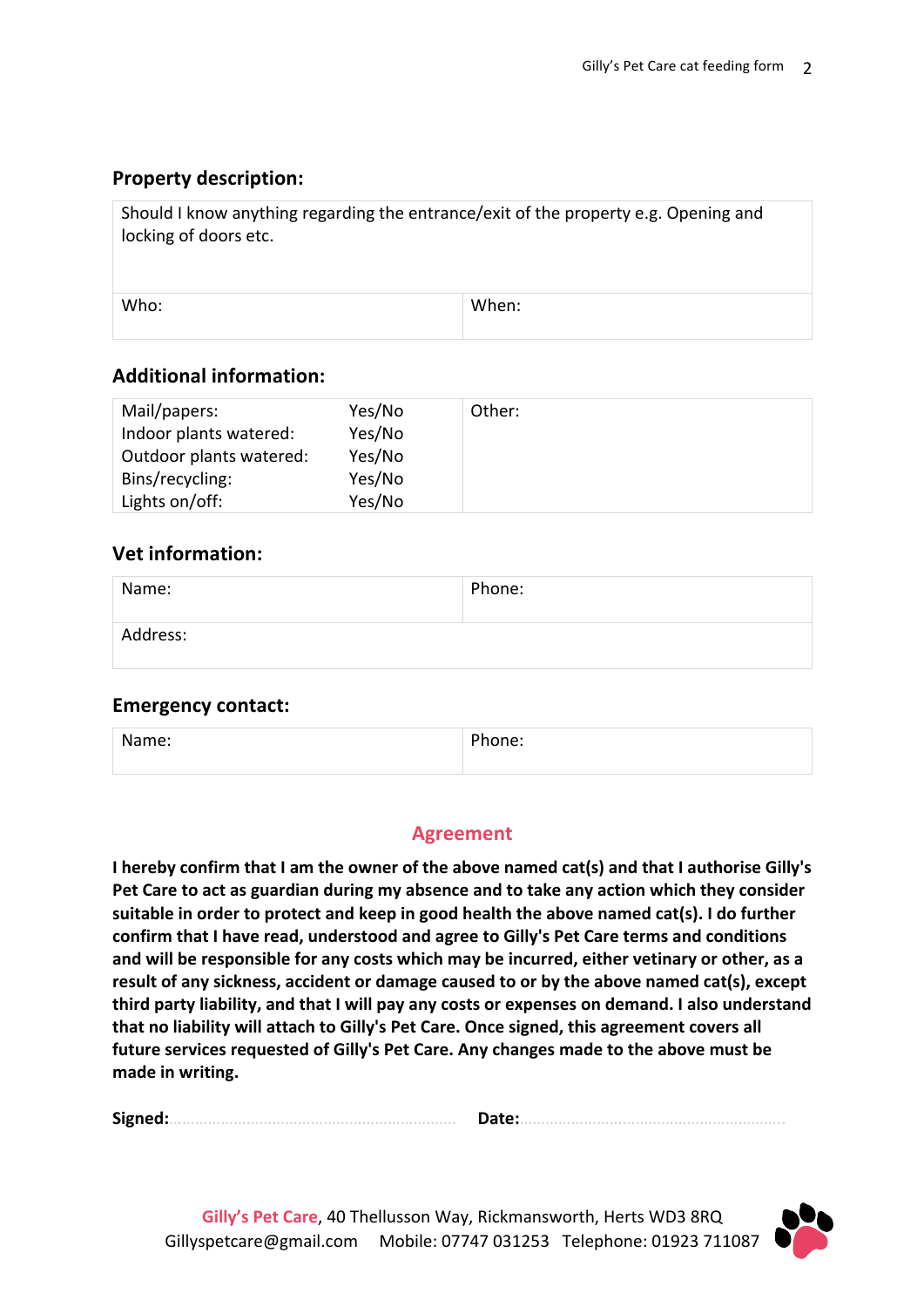## Property description:

| | |
|---|---|
| Should I know anything regarding the entrance/exit of the property e.g. Opening and locking of doors etc. | |
| Who: | When: |

## Additional information:

| | | |
|---|---|---|
| Mail/papers: | Yes/No | Other: |
| Indoor plants watered: | Yes/No | |
| Outdoor plants watered: | Yes/No | |
| Bins/recycling: | Yes/No | |
| Lights on/off: | Yes/No | |

## Vet information:

| | |
|---|---|
| Name: | Phone: |
| Address: | |

## Emergency contact:

| | |
|---|---|
| Name: | Phone: |

## Agreement

**I hereby confirm that I am the owner of the above named cat(s) and that I authorise Gilly's Pet Care to act as guardian during my absence and to take any action which they consider suitable in order to protect and keep in good health the above named cat(s). I do further confirm that I have read, understood and agree to Gilly's Pet Care terms and conditions and will be responsible for any costs which may be incurred, either vetinary or other, as a result of any sickness, accident or damage caused to or by the above named cat(s), except third party liability, and that I will pay any costs or expenses on demand. I also understand that no liability will attach to Gilly's Pet Care. Once signed, this agreement covers all future services requested of Gilly's Pet Care. Any changes made to the above must be made in writing.**

**Signed:**........................................................ **Date:**........................................................

Gilly's Pet Care, 40 Thellusson Way, Rickmansworth, Herts WD3 8RQ
Gillyspetcare@gmail.com Mobile: 07747 031253 Telephone: 01923 711087